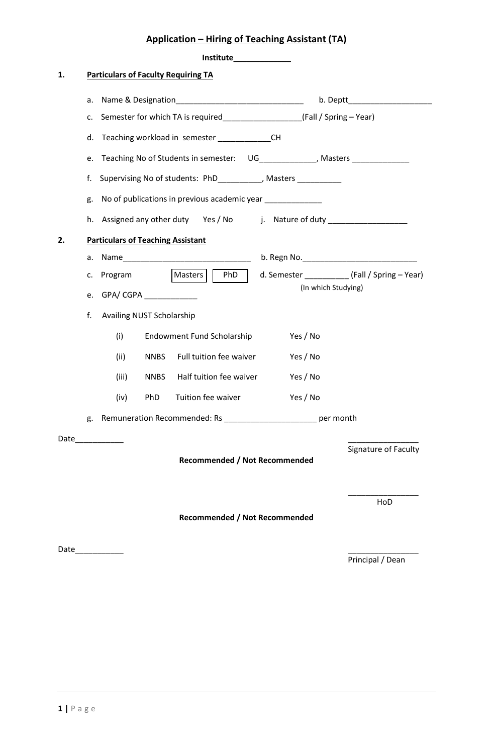# Application – Hiring of Teaching Assistant (TA)

**Institute_____________**

## 1. Particulars of Faculty Requiring TA

a. Name & Designation_____________________________ b. Deptt___________________

c. Semester for which TA is required_________________(Fall / Spring – Year)

d. Teaching workload in semester ____________CH

e. Teaching No of Students in semester: UG_____________, Masters _____________

f. Supervising No of students: PhD__________, Masters __________

g. No of publications in previous academic year _____________

h. Assigned any other duty Yes / No j. Nature of duty __________________

## 2. Particulars of Teaching Assistant

a. Name_____________________________ b. Regn No.__________________________

c. Program [Masters] [PhD] d. Semester __________ (Fall / Spring – Year) (In which Studying)

e. GPA/ CGPA ____________

f. Availing NUST Scholarship

| | | | |
|---|---|---|---|
| (i) | Endowment Fund Scholarship | | Yes / No |
| (ii) | NNBS | Full tuition fee waiver | Yes / No |
| (iii) | NNBS | Half tuition fee waiver | Yes / No |
| (iv) | PhD | Tuition fee waiver | Yes / No |

g. Remuneration Recommended: Rs ____________________ per month

Date___________

________________
Signature of Faculty

**Recommended / Not Recommended**

________________
HoD

**Recommended / Not Recommended**

Date___________

________________
Principal / Dean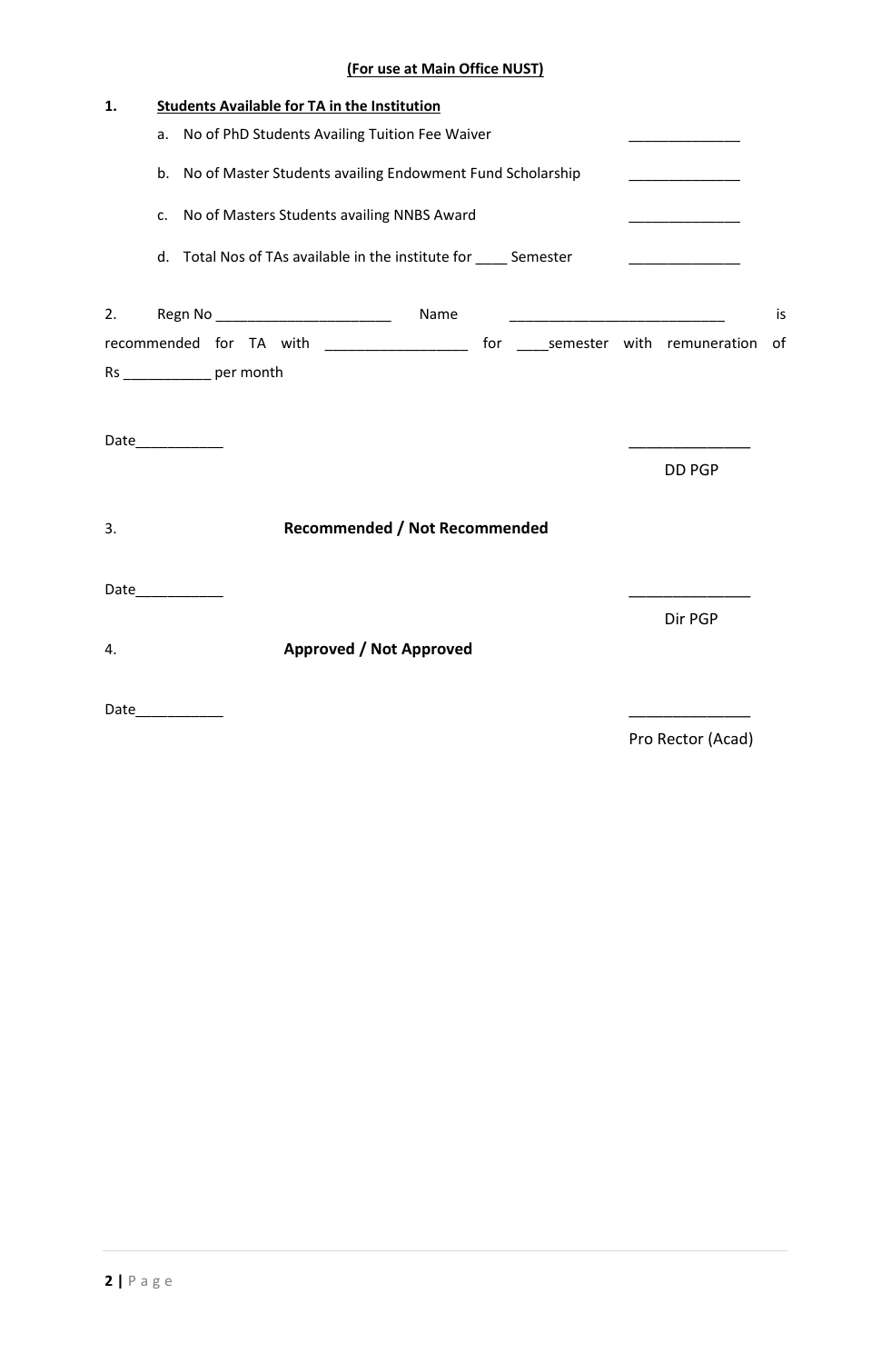**(For use at Main Office NUST)**

1. **Students Available for TA in the Institution**

   a. No of PhD Students Availing Tuition Fee Waiver ______________

   b. No of Master Students availing Endowment Fund Scholarship ______________

   c. No of Masters Students availing NNBS Award ______________

   d. Total Nos of TAs available in the institute for ____ Semester ______________

2. Regn No ______________________ Name ___________________________ is recommended for TA with __________________ for ____semester with remuneration of Rs ___________ per month

Date___________

_______________
DD PGP

3. **Recommended / Not Recommended**

Date___________

_______________
Dir PGP

4. **Approved / Not Approved**

Date___________

_______________
Pro Rector (Acad)